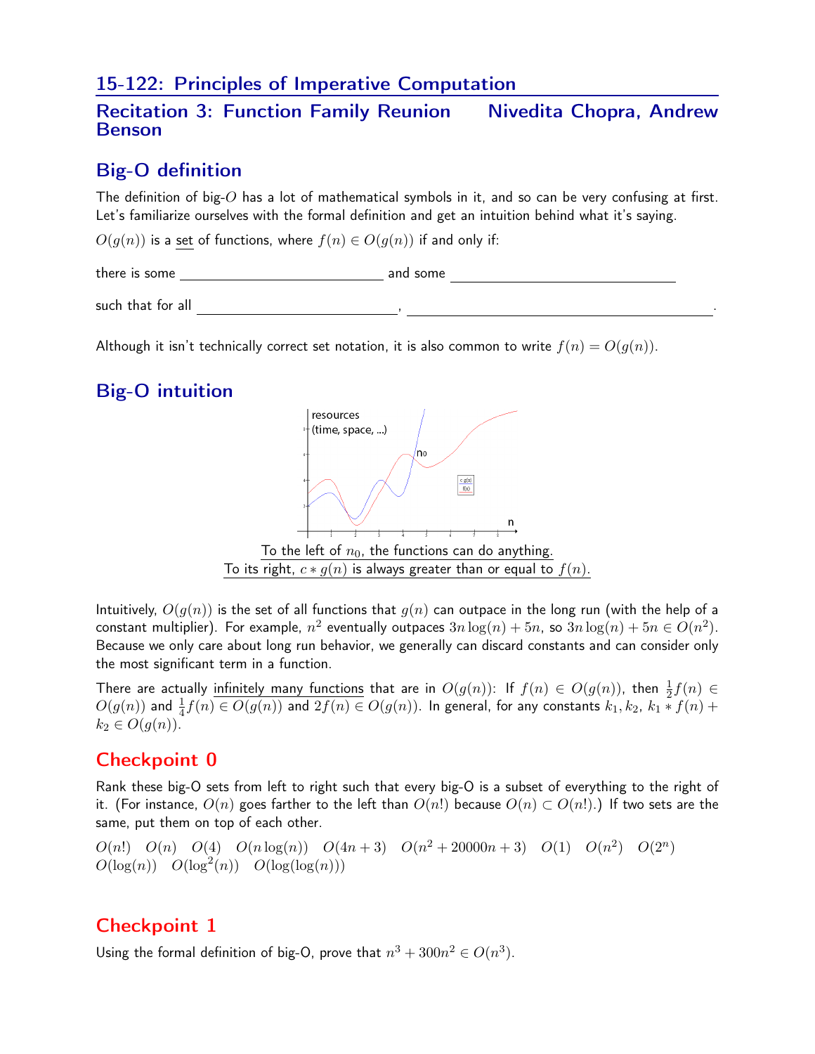# 15-122: Principles of Imperative Computation

## Recitation 3: Function Family Reunion — Nivedita Chopra, Andrew Benson

## Big-O definition

The definition of big-$O$ has a lot of mathematical symbols in it, and so can be very confusing at first. Let's familiarize ourselves with the formal definition and get an intuition behind what it's saying.

$O(g(n))$ is a set of functions, where $f(n) \in O(g(n))$ if and only if:

there is some \_\_\_\_\_\_\_\_\_\_\_\_\_\_\_\_\_\_\_\_\_\_\_\_\_\_ and some \_\_\_\_\_\_\_\_\_\_\_\_\_\_\_\_\_\_\_\_\_\_\_\_\_\_\_\_\_

such that for all \_\_\_\_\_\_\_\_\_\_\_\_\_\_\_\_\_\_\_\_\_\_\_\_\_\_, \_\_\_\_\_\_\_\_\_\_\_\_\_\_\_\_\_\_\_\_\_\_\_\_\_\_\_\_\_\_\_\_\_\_\_\_\_\_\_\_.

Although it isn't technically correct set notation, it is also common to write $f(n) = O(g(n))$.

## Big-O intuition

To the left of $n_0$, the functions can do anything.
To its right, $c * g(n)$ is always greater than or equal to $f(n)$.

Intuitively, $O(g(n))$ is the set of all functions that $g(n)$ can outpace in the long run (with the help of a constant multiplier). For example, $n^2$ eventually outpaces $3n\log(n) + 5n$, so $3n\log(n) + 5n \in O(n^2)$. Because we only care about long run behavior, we generally can discard constants and can consider only the most significant term in a function.

There are actually infinitely many functions that are in $O(g(n))$: If $f(n) \in O(g(n))$, then $\frac{1}{2}f(n) \in O(g(n))$ and $\frac{1}{4}f(n) \in O(g(n))$ and $2f(n) \in O(g(n))$. In general, for any constants $k_1, k_2$, $k_1 * f(n) + k_2 \in O(g(n))$.

## Checkpoint 0

Rank these big-O sets from left to right such that every big-O is a subset of everything to the right of it. (For instance, $O(n)$ goes farther to the left than $O(n!)$ because $O(n) \subset O(n!)$.) If two sets are the same, put them on top of each other.

$O(n!)$ $O(n)$ $O(4)$ $O(n\log(n))$ $O(4n+3)$ $O(n^2 + 20000n + 3)$ $O(1)$ $O(n^2)$ $O(2^n)$ $O(\log(n))$ $O(\log^2(n))$ $O(\log(\log(n)))$

## Checkpoint 1

Using the formal definition of big-O, prove that $n^3 + 300n^2 \in O(n^3)$.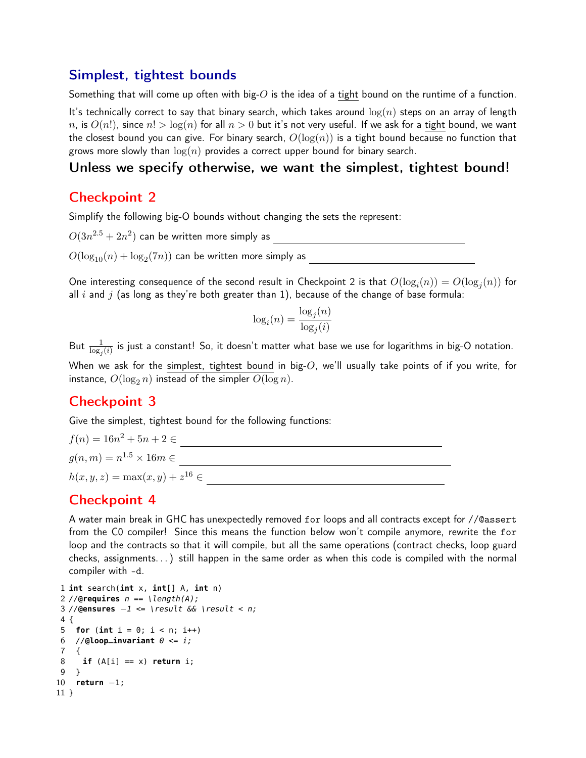## Simplest, tightest bounds

Something that will come up often with big-$O$ is the idea of a tight bound on the runtime of a function.

It's technically correct to say that binary search, which takes around $\log(n)$ steps on an array of length $n$, is $O(n!)$, since $n! > \log(n)$ for all $n > 0$ but it's not very useful. If we ask for a tight bound, we want the closest bound you can give. For binary search, $O(\log(n))$ is a tight bound because no function that grows more slowly than $\log(n)$ provides a correct upper bound for binary search.

### Unless we specify otherwise, we want the simplest, tightest bound!

## Checkpoint 2

Simplify the following big-O bounds without changing the sets the represent:

$O(3n^{2.5} + 2n^2)$ can be written more simply as \_\_\_\_\_\_\_\_\_\_\_\_\_\_\_\_\_\_\_\_\_\_\_\_

$O(\log_{10}(n) + \log_2(7n))$ can be written more simply as \_\_\_\_\_\_\_\_\_\_\_\_\_\_\_\_\_\_\_\_\_\_\_\_

One interesting consequence of the second result in Checkpoint 2 is that $O(\log_i(n)) = O(\log_j(n))$ for all $i$ and $j$ (as long as they're both greater than 1), because of the change of base formula:

$$\log_i(n) = \frac{\log_j(n)}{\log_j(i)}$$

But $\frac{1}{\log_j(i)}$ is just a constant! So, it doesn't matter what base we use for logarithms in big-O notation.

When we ask for the simplest, tightest bound in big-$O$, we'll usually take points of if you write, for instance, $O(\log_2 n)$ instead of the simpler $O(\log n)$.

## Checkpoint 3

Give the simplest, tightest bound for the following functions:

$f(n) = 16n^2 + 5n + 2 \in$ \_\_\_\_\_\_\_\_\_\_\_\_\_\_\_\_\_\_\_\_\_\_\_\_

$g(n, m) = n^{1.5} \times 16m \in$ \_\_\_\_\_\_\_\_\_\_\_\_\_\_\_\_\_\_\_\_\_\_\_\_

$h(x, y, z) = \max(x, y) + z^{16} \in$ \_\_\_\_\_\_\_\_\_\_\_\_\_\_\_\_\_\_\_\_\_\_\_\_

## Checkpoint 4

A water main break in GHC has unexpectedly removed `for` loops and all contracts except for `//@assert` from the C0 compiler! Since this means the function below won't compile anymore, rewrite the `for` loop and the contracts so that it will compile, but all the same operations (contract checks, loop guard checks, assignments...) still happen in the same order as when this code is compiled with the normal compiler with `-d`.

```
 1 int search(int x, int[] A, int n)
 2 //@requires n == \length(A);
 3 //@ensures -1 <= \result && \result < n;
 4 {
 5   for (int i = 0; i < n; i++)
 6   //@loop_invariant 0 <= i;
 7   {
 8     if (A[i] == x) return i;
 9   }
10   return -1;
11 }
```